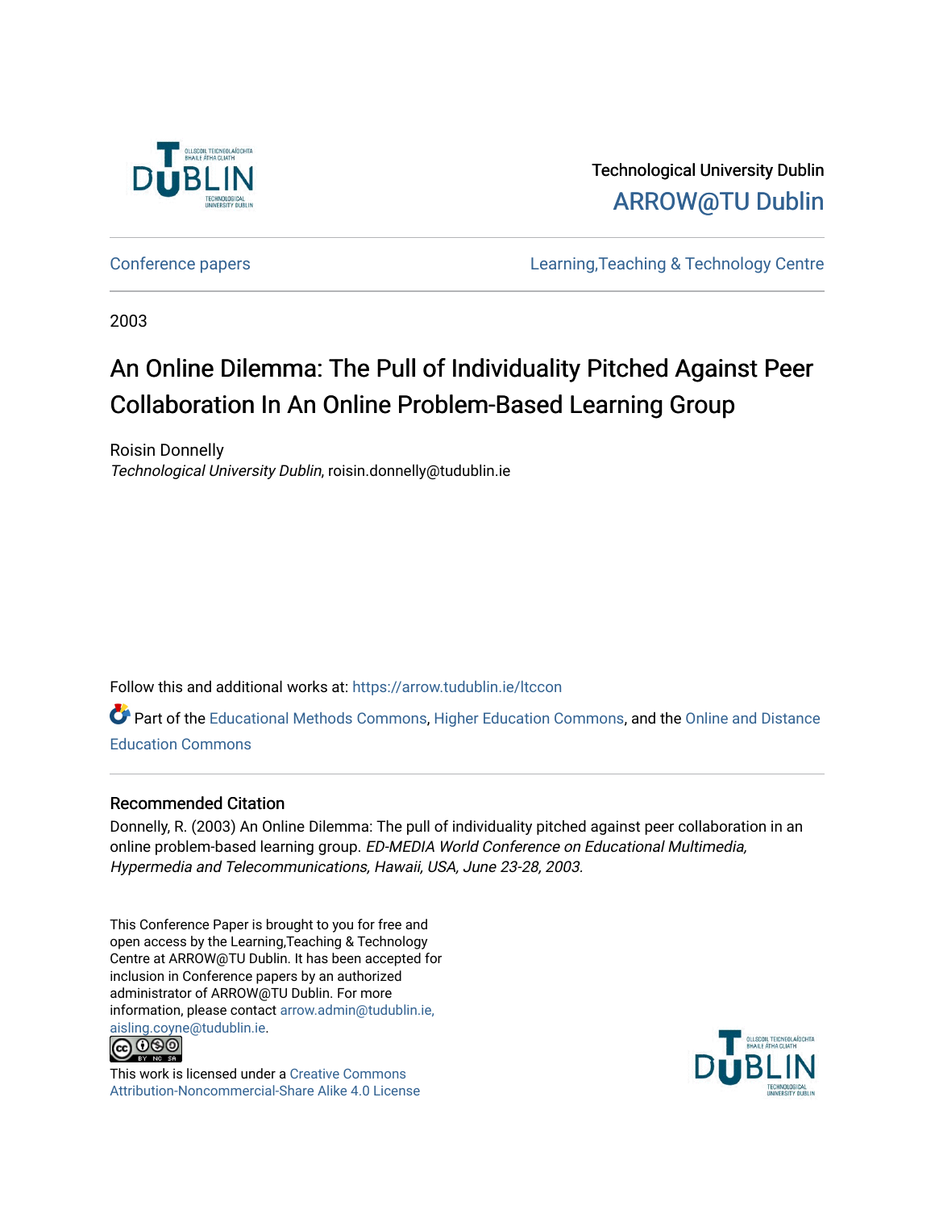Technological University Dublin

ARROW@TU Dublin

Conference papers | Learning,Teaching & Technology Centre

2003

# An Online Dilemma: The Pull of Individuality Pitched Against Peer Collaboration In An Online Problem-Based Learning Group

Roisin Donnelly

*Technological University Dublin*, roisin.donnelly@tudublin.ie

Follow this and additional works at: https://arrow.tudublin.ie/ltccon

Part of the Educational Methods Commons, Higher Education Commons, and the Online and Distance Education Commons

## Recommended Citation

Donnelly, R. (2003) An Online Dilemma: The pull of individuality pitched against peer collaboration in an online problem-based learning group. *ED-MEDIA World Conference on Educational Multimedia, Hypermedia and Telecommunications, Hawaii, USA, June 23-28, 2003.*

This Conference Paper is brought to you for free and open access by the Learning,Teaching & Technology Centre at ARROW@TU Dublin. It has been accepted for inclusion in Conference papers by an authorized administrator of ARROW@TU Dublin. For more information, please contact arrow.admin@tudublin.ie, aisling.coyne@tudublin.ie.

This work is licensed under a Creative Commons Attribution-Noncommercial-Share Alike 4.0 License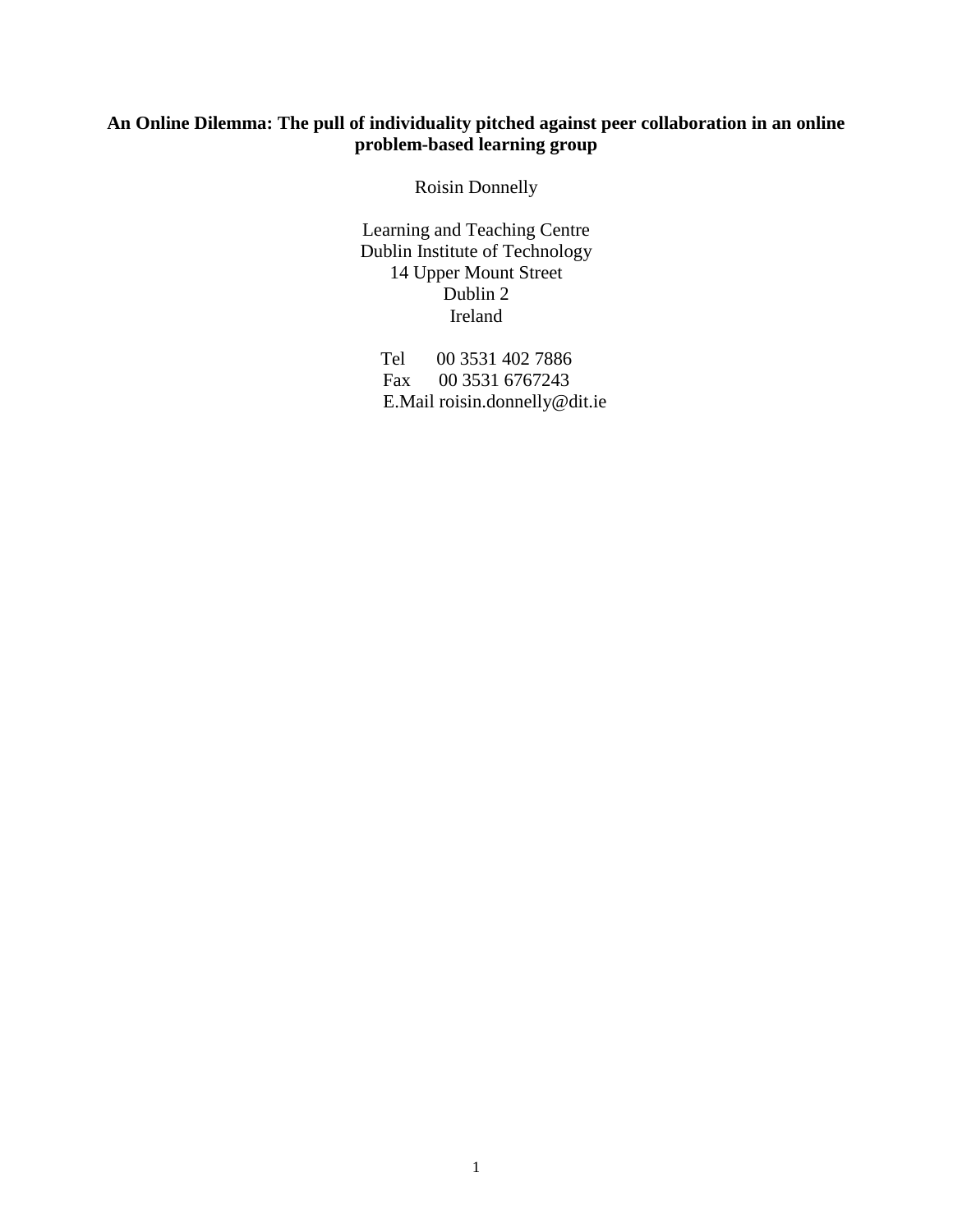# An Online Dilemma: The pull of individuality pitched against peer collaboration in an online problem-based learning group

Roisin Donnelly

Learning and Teaching Centre
Dublin Institute of Technology
14 Upper Mount Street
Dublin 2
Ireland

Tel 00 3531 402 7886
Fax 00 3531 6767243
E.Mail roisin.donnelly@dit.ie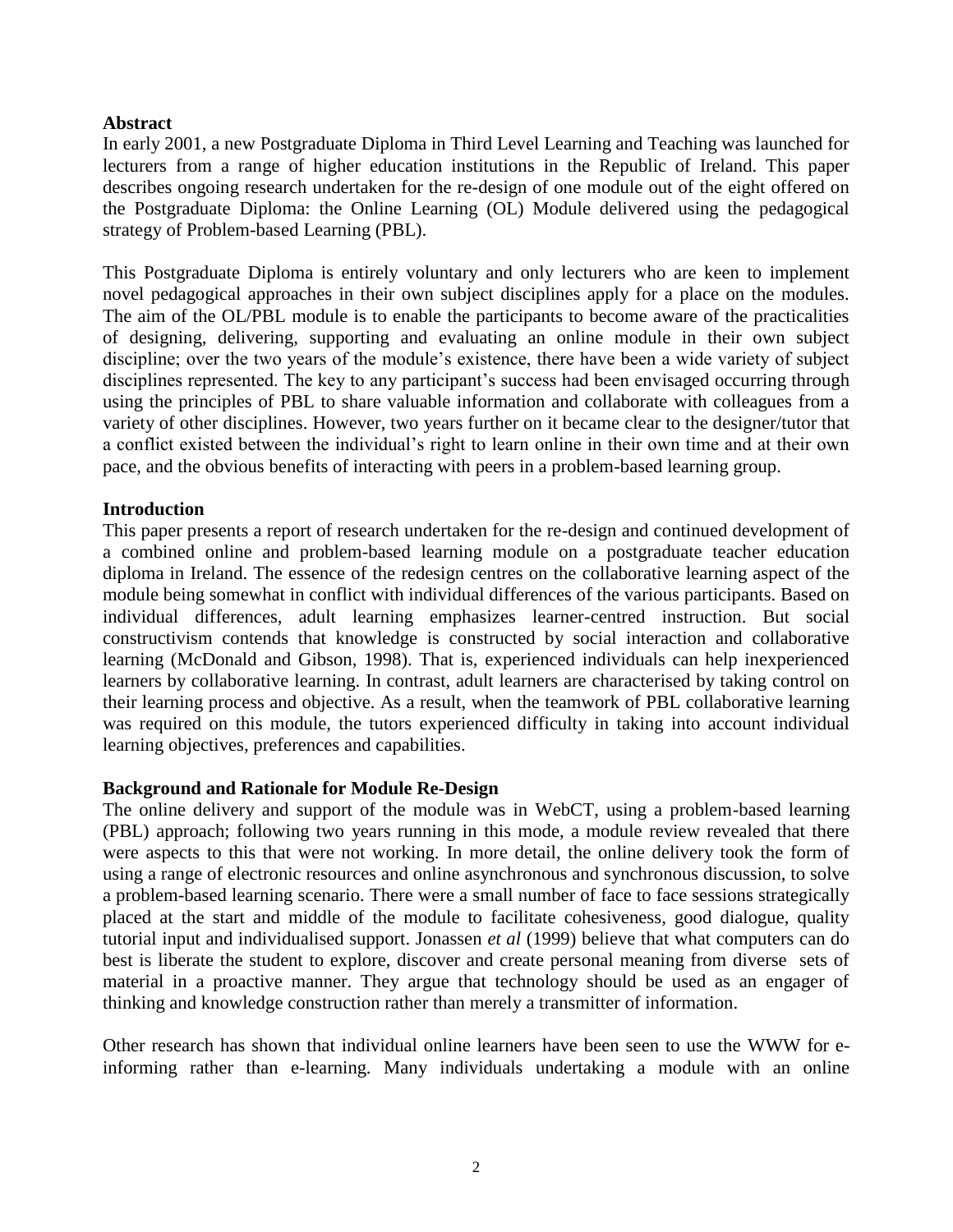## Abstract

In early 2001, a new Postgraduate Diploma in Third Level Learning and Teaching was launched for lecturers from a range of higher education institutions in the Republic of Ireland. This paper describes ongoing research undertaken for the re-design of one module out of the eight offered on the Postgraduate Diploma: the Online Learning (OL) Module delivered using the pedagogical strategy of Problem-based Learning (PBL).

This Postgraduate Diploma is entirely voluntary and only lecturers who are keen to implement novel pedagogical approaches in their own subject disciplines apply for a place on the modules. The aim of the OL/PBL module is to enable the participants to become aware of the practicalities of designing, delivering, supporting and evaluating an online module in their own subject discipline; over the two years of the module's existence, there have been a wide variety of subject disciplines represented. The key to any participant's success had been envisaged occurring through using the principles of PBL to share valuable information and collaborate with colleagues from a variety of other disciplines. However, two years further on it became clear to the designer/tutor that a conflict existed between the individual's right to learn online in their own time and at their own pace, and the obvious benefits of interacting with peers in a problem-based learning group.

## Introduction

This paper presents a report of research undertaken for the re-design and continued development of a combined online and problem-based learning module on a postgraduate teacher education diploma in Ireland. The essence of the redesign centres on the collaborative learning aspect of the module being somewhat in conflict with individual differences of the various participants. Based on individual differences, adult learning emphasizes learner-centred instruction. But social constructivism contends that knowledge is constructed by social interaction and collaborative learning (McDonald and Gibson, 1998). That is, experienced individuals can help inexperienced learners by collaborative learning. In contrast, adult learners are characterised by taking control on their learning process and objective. As a result, when the teamwork of PBL collaborative learning was required on this module, the tutors experienced difficulty in taking into account individual learning objectives, preferences and capabilities.

## Background and Rationale for Module Re-Design

The online delivery and support of the module was in WebCT, using a problem-based learning (PBL) approach; following two years running in this mode, a module review revealed that there were aspects to this that were not working. In more detail, the online delivery took the form of using a range of electronic resources and online asynchronous and synchronous discussion, to solve a problem-based learning scenario. There were a small number of face to face sessions strategically placed at the start and middle of the module to facilitate cohesiveness, good dialogue, quality tutorial input and individualised support. Jonassen *et al* (1999) believe that what computers can do best is liberate the student to explore, discover and create personal meaning from diverse sets of material in a proactive manner. They argue that technology should be used as an engager of thinking and knowledge construction rather than merely a transmitter of information.

Other research has shown that individual online learners have been seen to use the WWW for e-informing rather than e-learning. Many individuals undertaking a module with an online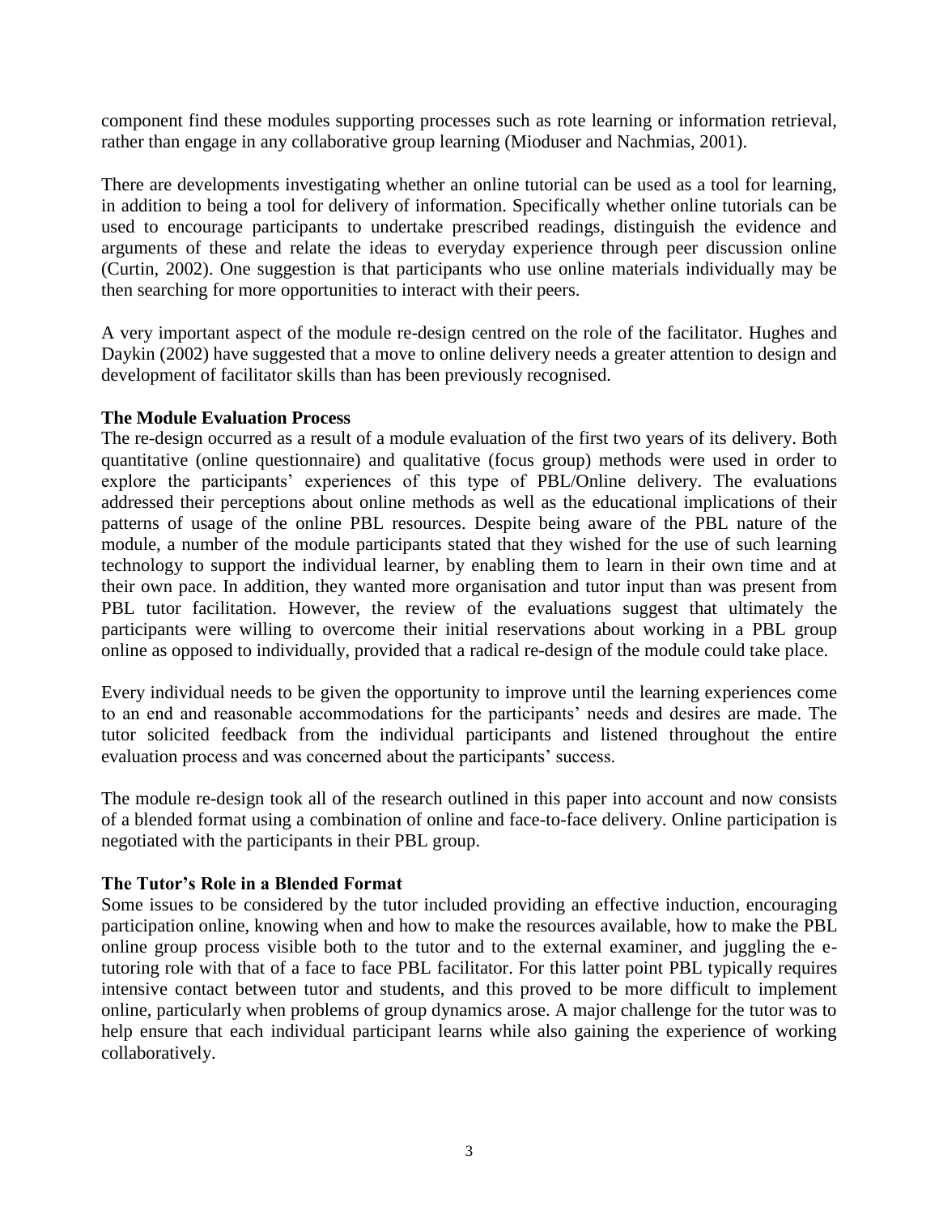component find these modules supporting processes such as rote learning or information retrieval, rather than engage in any collaborative group learning (Mioduser and Nachmias, 2001).

There are developments investigating whether an online tutorial can be used as a tool for learning, in addition to being a tool for delivery of information. Specifically whether online tutorials can be used to encourage participants to undertake prescribed readings, distinguish the evidence and arguments of these and relate the ideas to everyday experience through peer discussion online (Curtin, 2002). One suggestion is that participants who use online materials individually may be then searching for more opportunities to interact with their peers.

A very important aspect of the module re-design centred on the role of the facilitator. Hughes and Daykin (2002) have suggested that a move to online delivery needs a greater attention to design and development of facilitator skills than has been previously recognised.

**The Module Evaluation Process**

The re-design occurred as a result of a module evaluation of the first two years of its delivery. Both quantitative (online questionnaire) and qualitative (focus group) methods were used in order to explore the participants' experiences of this type of PBL/Online delivery. The evaluations addressed their perceptions about online methods as well as the educational implications of their patterns of usage of the online PBL resources. Despite being aware of the PBL nature of the module, a number of the module participants stated that they wished for the use of such learning technology to support the individual learner, by enabling them to learn in their own time and at their own pace. In addition, they wanted more organisation and tutor input than was present from PBL tutor facilitation. However, the review of the evaluations suggest that ultimately the participants were willing to overcome their initial reservations about working in a PBL group online as opposed to individually, provided that a radical re-design of the module could take place.

Every individual needs to be given the opportunity to improve until the learning experiences come to an end and reasonable accommodations for the participants' needs and desires are made. The tutor solicited feedback from the individual participants and listened throughout the entire evaluation process and was concerned about the participants' success.

The module re-design took all of the research outlined in this paper into account and now consists of a blended format using a combination of online and face-to-face delivery. Online participation is negotiated with the participants in their PBL group.

**The Tutor's Role in a Blended Format**

Some issues to be considered by the tutor included providing an effective induction, encouraging participation online, knowing when and how to make the resources available, how to make the PBL online group process visible both to the tutor and to the external examiner, and juggling the e-tutoring role with that of a face to face PBL facilitator. For this latter point PBL typically requires intensive contact between tutor and students, and this proved to be more difficult to implement online, particularly when problems of group dynamics arose. A major challenge for the tutor was to help ensure that each individual participant learns while also gaining the experience of working collaboratively.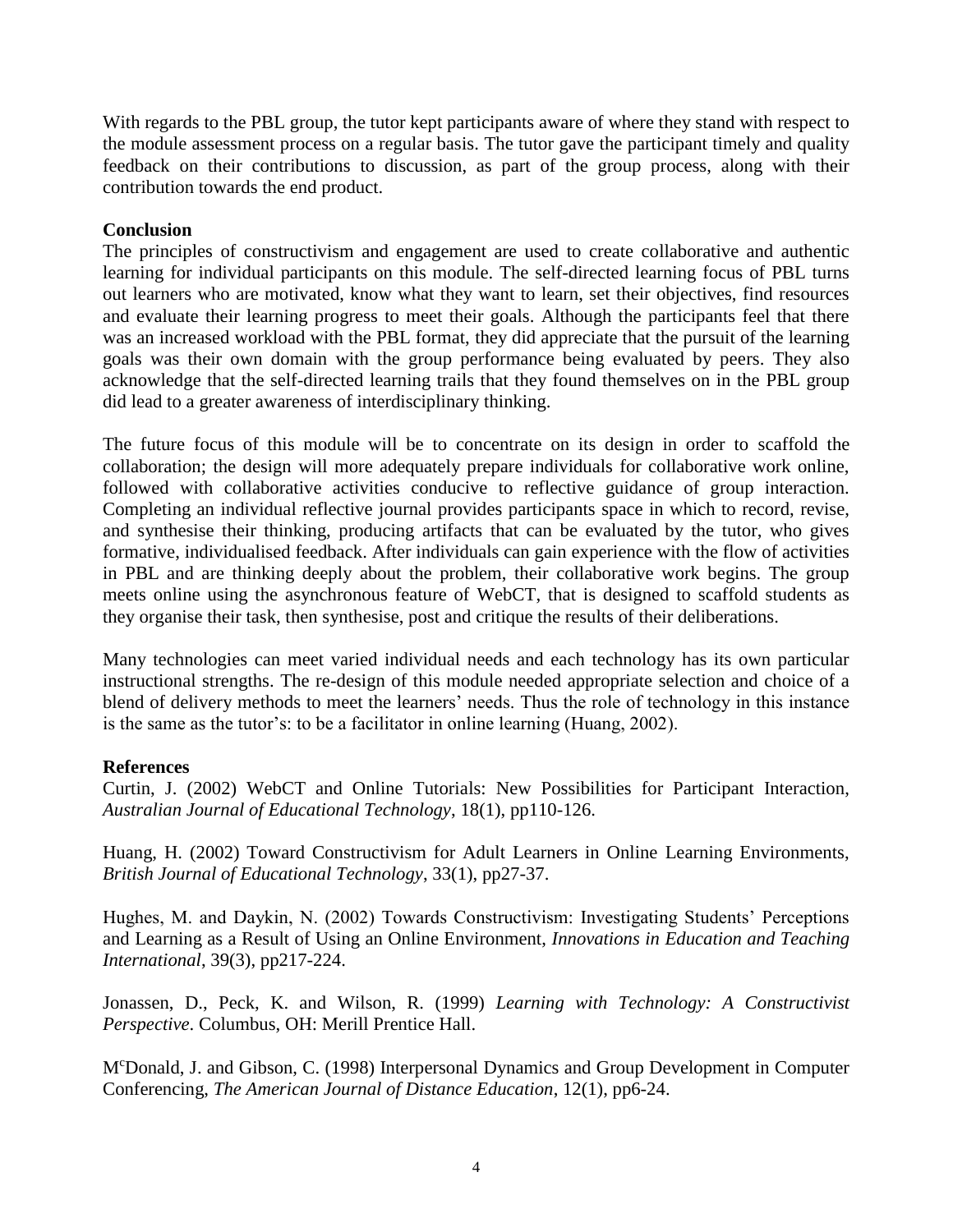With regards to the PBL group, the tutor kept participants aware of where they stand with respect to the module assessment process on a regular basis. The tutor gave the participant timely and quality feedback on their contributions to discussion, as part of the group process, along with their contribution towards the end product.

**Conclusion**

The principles of constructivism and engagement are used to create collaborative and authentic learning for individual participants on this module. The self-directed learning focus of PBL turns out learners who are motivated, know what they want to learn, set their objectives, find resources and evaluate their learning progress to meet their goals. Although the participants feel that there was an increased workload with the PBL format, they did appreciate that the pursuit of the learning goals was their own domain with the group performance being evaluated by peers. They also acknowledge that the self-directed learning trails that they found themselves on in the PBL group did lead to a greater awareness of interdisciplinary thinking.

The future focus of this module will be to concentrate on its design in order to scaffold the collaboration; the design will more adequately prepare individuals for collaborative work online, followed with collaborative activities conducive to reflective guidance of group interaction. Completing an individual reflective journal provides participants space in which to record, revise, and synthesise their thinking, producing artifacts that can be evaluated by the tutor, who gives formative, individualised feedback. After individuals can gain experience with the flow of activities in PBL and are thinking deeply about the problem, their collaborative work begins. The group meets online using the asynchronous feature of WebCT, that is designed to scaffold students as they organise their task, then synthesise, post and critique the results of their deliberations.

Many technologies can meet varied individual needs and each technology has its own particular instructional strengths. The re-design of this module needed appropriate selection and choice of a blend of delivery methods to meet the learners' needs. Thus the role of technology in this instance is the same as the tutor's: to be a facilitator in online learning (Huang, 2002).

**References**

Curtin, J. (2002) WebCT and Online Tutorials: New Possibilities for Participant Interaction, *Australian Journal of Educational Technology*, 18(1), pp110-126.

Huang, H. (2002) Toward Constructivism for Adult Learners in Online Learning Environments, *British Journal of Educational Technology*, 33(1), pp27-37.

Hughes, M. and Daykin, N. (2002) Towards Constructivism: Investigating Students' Perceptions and Learning as a Result of Using an Online Environment, *Innovations in Education and Teaching International*, 39(3), pp217-224.

Jonassen, D., Peck, K. and Wilson, R. (1999) *Learning with Technology: A Constructivist Perspective*. Columbus, OH: Merill Prentice Hall.

McDonald, J. and Gibson, C. (1998) Interpersonal Dynamics and Group Development in Computer Conferencing, *The American Journal of Distance Education*, 12(1), pp6-24.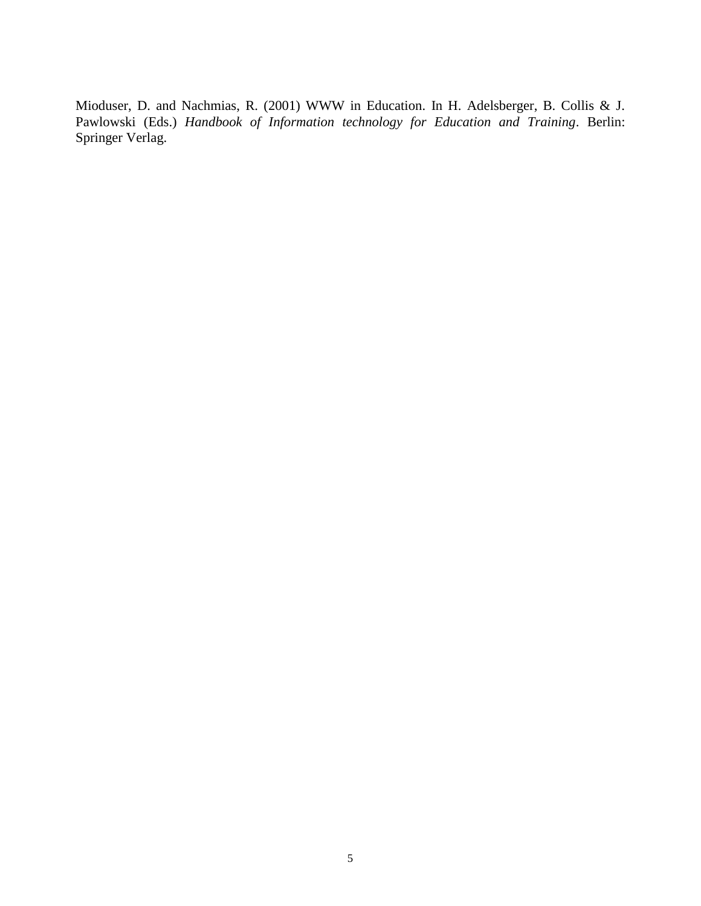Mioduser, D. and Nachmias, R. (2001) WWW in Education. In H. Adelsberger, B. Collis & J. Pawlowski (Eds.) *Handbook of Information technology for Education and Training*. Berlin: Springer Verlag.